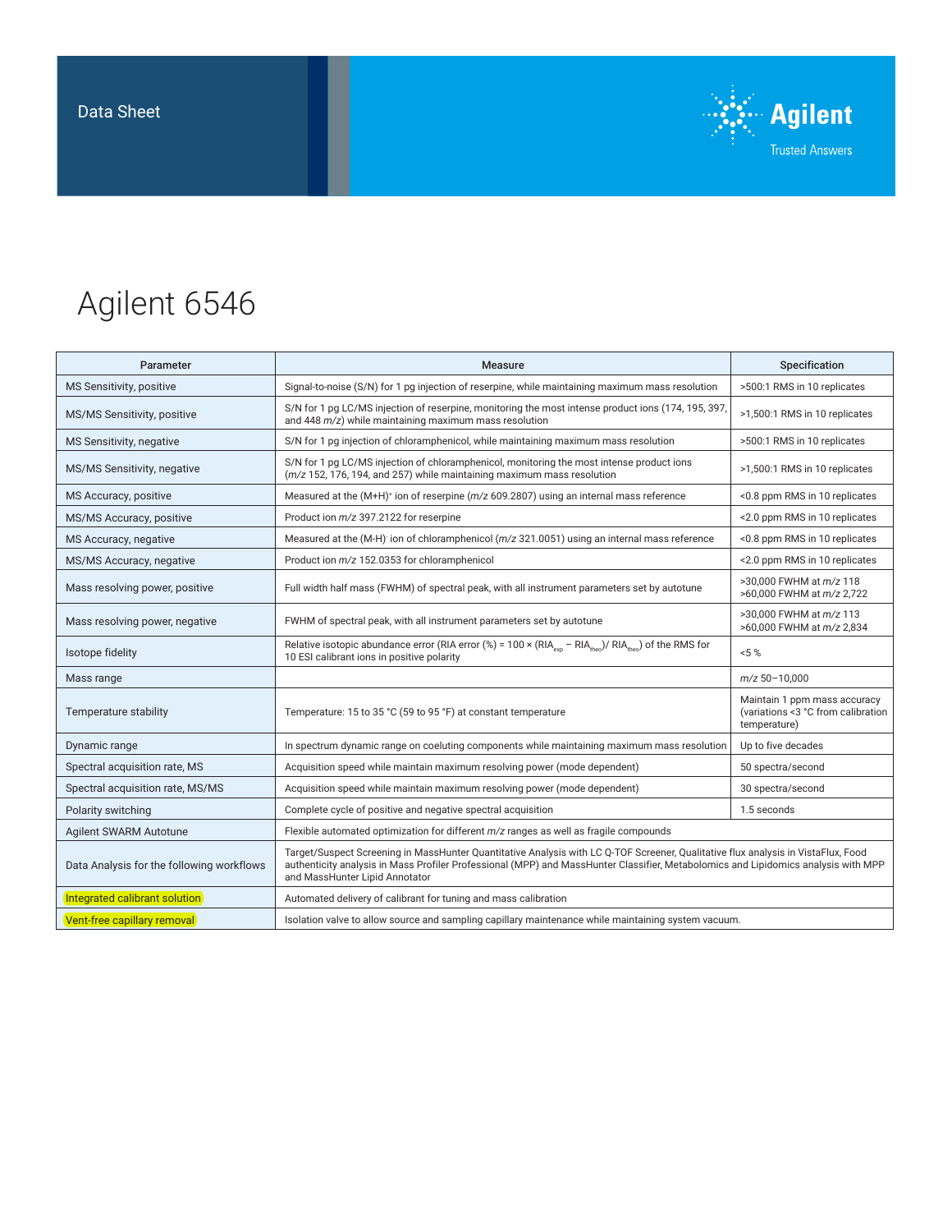Data Sheet

Agilent

Trusted Answers

# Agilent 6546

| Parameter | Measure | Specification |
| --- | --- | --- |
| MS Sensitivity, positive | Signal-to-noise (S/N) for 1 pg injection of reserpine, while maintaining maximum mass resolution | >500:1 RMS in 10 replicates |
| MS/MS Sensitivity, positive | S/N for 1 pg LC/MS injection of reserpine, monitoring the most intense product ions (174, 195, 397, and 448 *m/z*) while maintaining maximum mass resolution | >1,500:1 RMS in 10 replicates |
| MS Sensitivity, negative | S/N for 1 pg injection of chloramphenicol, while maintaining maximum mass resolution | >500:1 RMS in 10 replicates |
| MS/MS Sensitivity, negative | S/N for 1 pg LC/MS injection of chloramphenicol, monitoring the most intense product ions (*m/z* 152, 176, 194, and 257) while maintaining maximum mass resolution | >1,500:1 RMS in 10 replicates |
| MS Accuracy, positive | Measured at the $(M+H)^+$ ion of reserpine (*m/z* 609.2807) using an internal mass reference | <0.8 ppm RMS in 10 replicates |
| MS/MS Accuracy, positive | Product ion *m/z* 397.2122 for reserpine | <2.0 ppm RMS in 10 replicates |
| MS Accuracy, negative | Measured at the $(M-H)^-$ ion of chloramphenicol (*m/z* 321.0051) using an internal mass reference | <0.8 ppm RMS in 10 replicates |
| MS/MS Accuracy, negative | Product ion *m/z* 152.0353 for chloramphenicol | <2.0 ppm RMS in 10 replicates |
| Mass resolving power, positive | Full width half mass (FWHM) of spectral peak, with all instrument parameters set by autotune | >30,000 FWHM at *m/z* 118<br>>60,000 FWHM at *m/z* 2,722 |
| Mass resolving power, negative | FWHM of spectral peak, with all instrument parameters set by autotune | >30,000 FWHM at *m/z* 113<br>>60,000 FWHM at *m/z* 2,834 |
| Isotope fidelity | Relative isotopic abundance error (RIA error (%) = 100 × $(RIA_{exp} - RIA_{theo}) / RIA_{theo}$) of the RMS for 10 ESI calibrant ions in positive polarity | <5 % |
| Mass range | | *m/z* 50–10,000 |
| Temperature stability | Temperature: 15 to 35 °C (59 to 95 °F) at constant temperature | Maintain 1 ppm mass accuracy (variations <3 °C from calibration temperature) |
| Dynamic range | In spectrum dynamic range on coeluting components while maintaining maximum mass resolution | Up to five decades |
| Spectral acquisition rate, MS | Acquisition speed while maintain maximum resolving power (mode dependent) | 50 spectra/second |
| Spectral acquisition rate, MS/MS | Acquisition speed while maintain maximum resolving power (mode dependent) | 30 spectra/second |
| Polarity switching | Complete cycle of positive and negative spectral acquisition | 1.5 seconds |
| Agilent SWARM Autotune | Flexible automated optimization for different *m/z* ranges as well as fragile compounds | |
| Data Analysis for the following workflows | Target/Suspect Screening in MassHunter Quantitative Analysis with LC Q-TOF Screener, Qualitative flux analysis in VistaFlux, Food authenticity analysis in Mass Profiler Professional (MPP) and MassHunter Classifier, Metabolomics and Lipidomics analysis with MPP and MassHunter Lipid Annotator | |
| Integrated calibrant solution | Automated delivery of calibrant for tuning and mass calibration | |
| Vent-free capillary removal | Isolation valve to allow source and sampling capillary maintenance while maintaining system vacuum. | |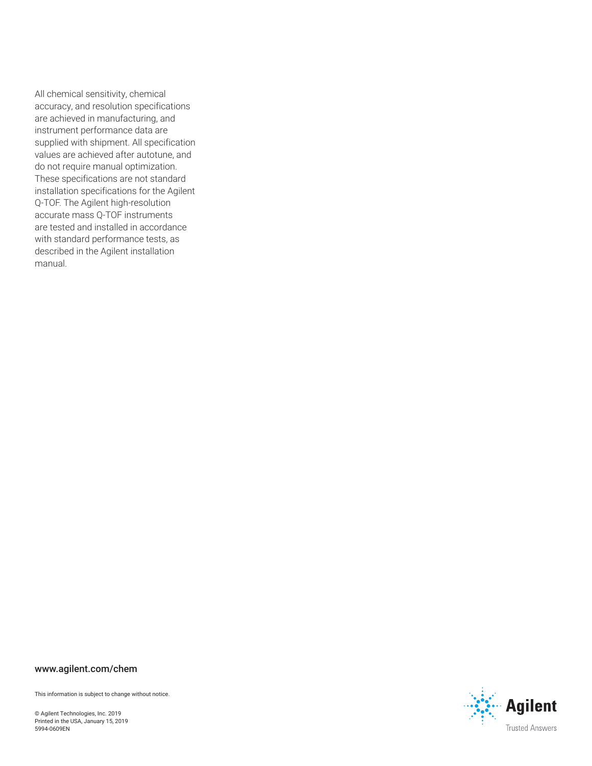All chemical sensitivity, chemical accuracy, and resolution specifications are achieved in manufacturing, and instrument performance data are supplied with shipment. All specification values are achieved after autotune, and do not require manual optimization. These specifications are not standard installation specifications for the Agilent Q-TOF. The Agilent high-resolution accurate mass Q-TOF instruments are tested and installed in accordance with standard performance tests, as described in the Agilent installation manual.

**www.agilent.com/chem**

This information is subject to change without notice.

© Agilent Technologies, Inc. 2019
Printed in the USA, January 15, 2019
5994-0609EN

Agilent
Trusted Answers